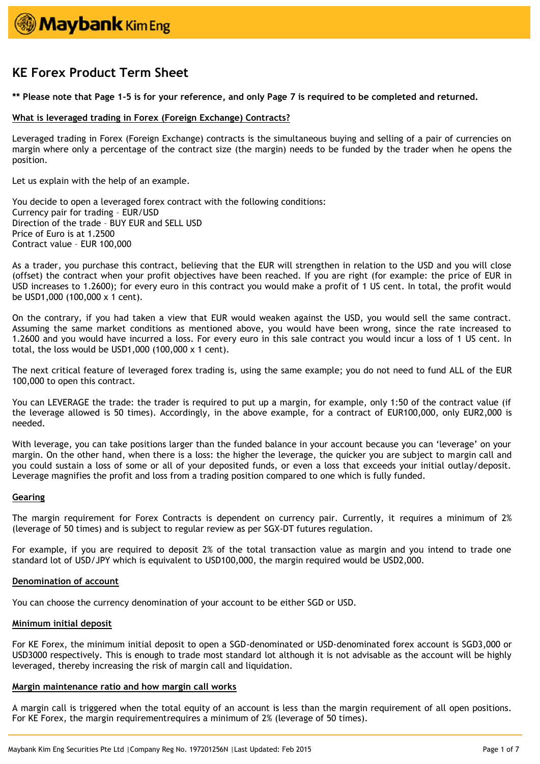# KE Forex Product Term Sheet

**\*\* Please note that Page 1-5 is for your reference, and only Page 7 is required to be completed and returned.**

## What is leveraged trading in Forex (Foreign Exchange) Contracts?

Leveraged trading in Forex (Foreign Exchange) contracts is the simultaneous buying and selling of a pair of currencies on margin where only a percentage of the contract size (the margin) needs to be funded by the trader when he opens the position.

Let us explain with the help of an example.

You decide to open a leveraged forex contract with the following conditions:
Currency pair for trading – EUR/USD
Direction of the trade – BUY EUR and SELL USD
Price of Euro is at 1.2500
Contract value – EUR 100,000

As a trader, you purchase this contract, believing that the EUR will strengthen in relation to the USD and you will close (offset) the contract when your profit objectives have been reached. If you are right (for example: the price of EUR in USD increases to 1.2600); for every euro in this contract you would make a profit of 1 US cent. In total, the profit would be USD1,000 (100,000 x 1 cent).

On the contrary, if you had taken a view that EUR would weaken against the USD, you would sell the same contract. Assuming the same market conditions as mentioned above, you would have been wrong, since the rate increased to 1.2600 and you would have incurred a loss. For every euro in this sale contract you would incur a loss of 1 US cent. In total, the loss would be USD1,000 (100,000 x 1 cent).

The next critical feature of leveraged forex trading is, using the same example; you do not need to fund ALL of the EUR 100,000 to open this contract.

You can LEVERAGE the trade: the trader is required to put up a margin, for example, only 1:50 of the contract value (if the leverage allowed is 50 times). Accordingly, in the above example, for a contract of EUR100,000, only EUR2,000 is needed.

With leverage, you can take positions larger than the funded balance in your account because you can 'leverage' on your margin. On the other hand, when there is a loss: the higher the leverage, the quicker you are subject to margin call and you could sustain a loss of some or all of your deposited funds, or even a loss that exceeds your initial outlay/deposit. Leverage magnifies the profit and loss from a trading position compared to one which is fully funded.

## Gearing

The margin requirement for Forex Contracts is dependent on currency pair. Currently, it requires a minimum of 2% (leverage of 50 times) and is subject to regular review as per SGX-DT futures regulation.

For example, if you are required to deposit 2% of the total transaction value as margin and you intend to trade one standard lot of USD/JPY which is equivalent to USD100,000, the margin required would be USD2,000.

## Denomination of account

You can choose the currency denomination of your account to be either SGD or USD.

## Minimum initial deposit

For KE Forex, the minimum initial deposit to open a SGD-denominated or USD-denominated forex account is SGD3,000 or USD3000 respectively. This is enough to trade most standard lot although it is not advisable as the account will be highly leveraged, thereby increasing the risk of margin call and liquidation.

## Margin maintenance ratio and how margin call works

A margin call is triggered when the total equity of an account is less than the margin requirement of all open positions. For KE Forex, the margin requirementrequires a minimum of 2% (leverage of 50 times).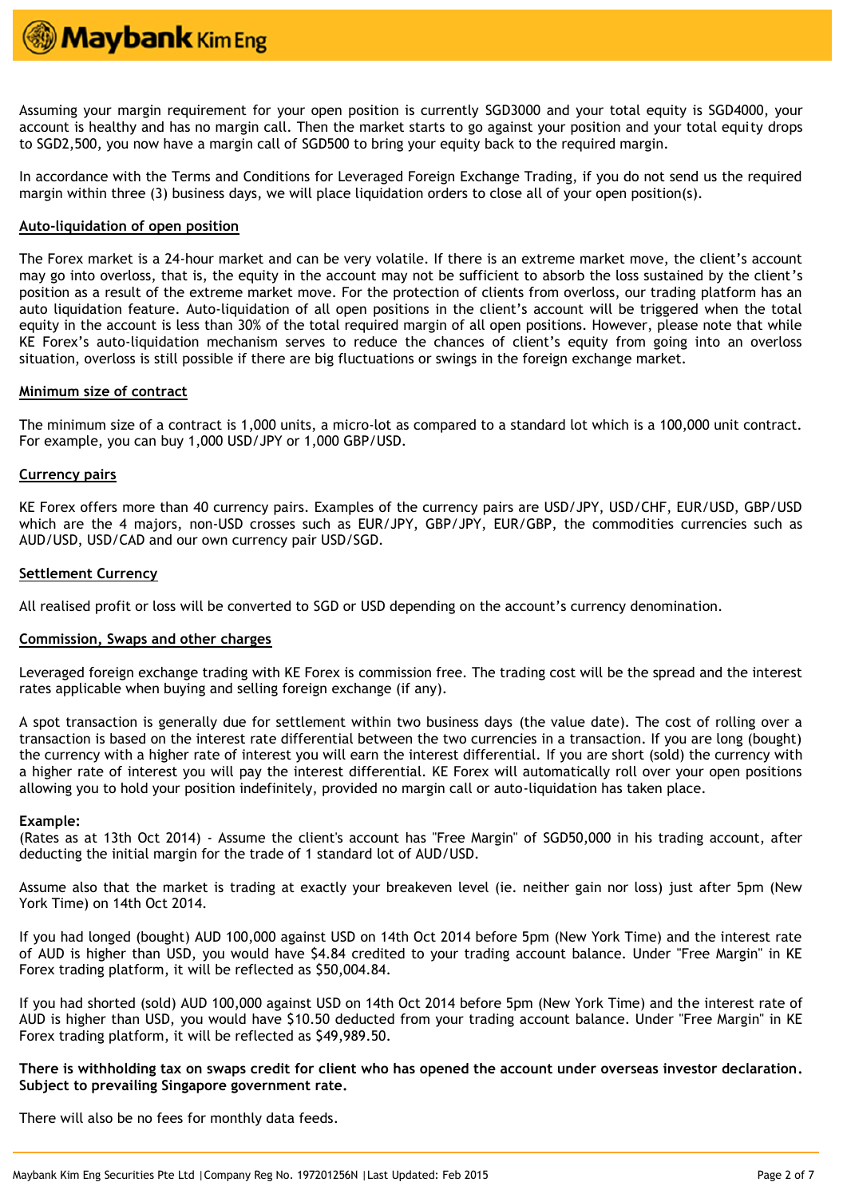Assuming your margin requirement for your open position is currently SGD3000 and your total equity is SGD4000, your account is healthy and has no margin call. Then the market starts to go against your position and your total equity drops to SGD2,500, you now have a margin call of SGD500 to bring your equity back to the required margin.

In accordance with the Terms and Conditions for Leveraged Foreign Exchange Trading, if you do not send us the required margin within three (3) business days, we will place liquidation orders to close all of your open position(s).

## Auto-liquidation of open position

The Forex market is a 24-hour market and can be very volatile. If there is an extreme market move, the client's account may go into overloss, that is, the equity in the account may not be sufficient to absorb the loss sustained by the client's position as a result of the extreme market move. For the protection of clients from overloss, our trading platform has an auto liquidation feature. Auto-liquidation of all open positions in the client's account will be triggered when the total equity in the account is less than 30% of the total required margin of all open positions. However, please note that while KE Forex's auto-liquidation mechanism serves to reduce the chances of client's equity from going into an overloss situation, overloss is still possible if there are big fluctuations or swings in the foreign exchange market.

## Minimum size of contract

The minimum size of a contract is 1,000 units, a micro-lot as compared to a standard lot which is a 100,000 unit contract. For example, you can buy 1,000 USD/JPY or 1,000 GBP/USD.

## Currency pairs

KE Forex offers more than 40 currency pairs. Examples of the currency pairs are USD/JPY, USD/CHF, EUR/USD, GBP/USD which are the 4 majors, non-USD crosses such as EUR/JPY, GBP/JPY, EUR/GBP, the commodities currencies such as AUD/USD, USD/CAD and our own currency pair USD/SGD.

## Settlement Currency

All realised profit or loss will be converted to SGD or USD depending on the account's currency denomination.

## Commission, Swaps and other charges

Leveraged foreign exchange trading with KE Forex is commission free. The trading cost will be the spread and the interest rates applicable when buying and selling foreign exchange (if any).

A spot transaction is generally due for settlement within two business days (the value date). The cost of rolling over a transaction is based on the interest rate differential between the two currencies in a transaction. If you are long (bought) the currency with a higher rate of interest you will earn the interest differential. If you are short (sold) the currency with a higher rate of interest you will pay the interest differential. KE Forex will automatically roll over your open positions allowing you to hold your position indefinitely, provided no margin call or auto-liquidation has taken place.

**Example:**
(Rates as at 13th Oct 2014) - Assume the client's account has "Free Margin" of SGD50,000 in his trading account, after deducting the initial margin for the trade of 1 standard lot of AUD/USD.

Assume also that the market is trading at exactly your breakeven level (ie. neither gain nor loss) just after 5pm (New York Time) on 14th Oct 2014.

If you had longed (bought) AUD 100,000 against USD on 14th Oct 2014 before 5pm (New York Time) and the interest rate of AUD is higher than USD, you would have $4.84 credited to your trading account balance. Under "Free Margin" in KE Forex trading platform, it will be reflected as $50,004.84.

If you had shorted (sold) AUD 100,000 against USD on 14th Oct 2014 before 5pm (New York Time) and the interest rate of AUD is higher than USD, you would have $10.50 deducted from your trading account balance. Under "Free Margin" in KE Forex trading platform, it will be reflected as $49,989.50.

**There is withholding tax on swaps credit for client who has opened the account under overseas investor declaration. Subject to prevailing Singapore government rate.**

There will also be no fees for monthly data feeds.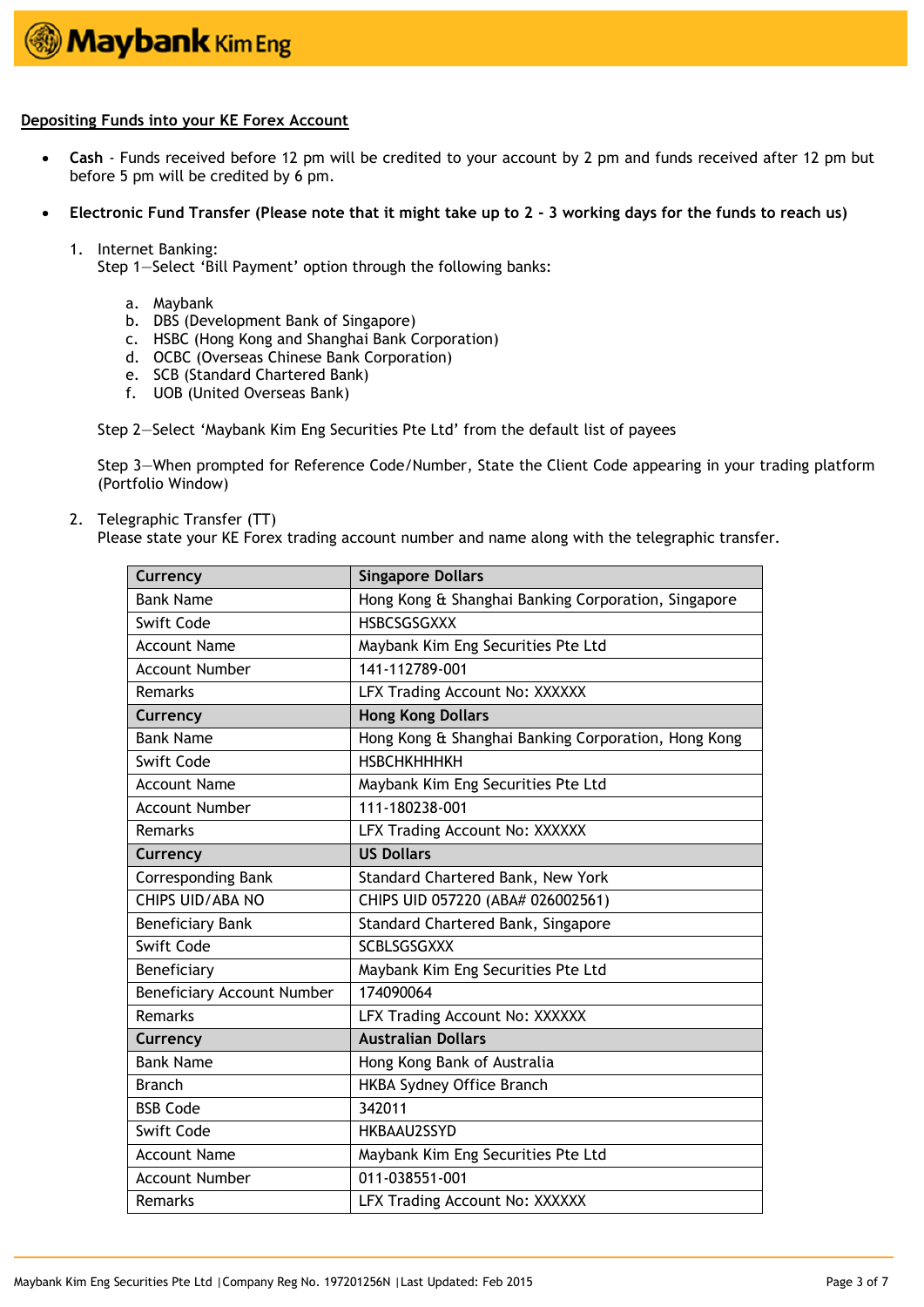## Depositing Funds into your KE Forex Account

- **Cash** - Funds received before 12 pm will be credited to your account by 2 pm and funds received after 12 pm but before 5 pm will be credited by 6 pm.
- **Electronic Fund Transfer (Please note that it might take up to 2 - 3 working days for the funds to reach us)**

1. Internet Banking:
   Step 1—Select 'Bill Payment' option through the following banks:

   a. Maybank
   b. DBS (Development Bank of Singapore)
   c. HSBC (Hong Kong and Shanghai Bank Corporation)
   d. OCBC (Overseas Chinese Bank Corporation)
   e. SCB (Standard Chartered Bank)
   f. UOB (United Overseas Bank)

   Step 2—Select 'Maybank Kim Eng Securities Pte Ltd' from the default list of payees

   Step 3—When prompted for Reference Code/Number, State the Client Code appearing in your trading platform (Portfolio Window)

2. Telegraphic Transfer (TT)
   Please state your KE Forex trading account number and name along with the telegraphic transfer.

| **Currency** | **Singapore Dollars** |
|---|---|
| Bank Name | Hong Kong & Shanghai Banking Corporation, Singapore |
| Swift Code | HSBCSGSGXXX |
| Account Name | Maybank Kim Eng Securities Pte Ltd |
| Account Number | 141-112789-001 |
| Remarks | LFX Trading Account No: XXXXXX |
| **Currency** | **Hong Kong Dollars** |
| Bank Name | Hong Kong & Shanghai Banking Corporation, Hong Kong |
| Swift Code | HSBCHKHHHKH |
| Account Name | Maybank Kim Eng Securities Pte Ltd |
| Account Number | 111-180238-001 |
| Remarks | LFX Trading Account No: XXXXXX |
| **Currency** | **US Dollars** |
| Corresponding Bank | Standard Chartered Bank, New York |
| CHIPS UID/ABA NO | CHIPS UID 057220 (ABA# 026002561) |
| Beneficiary Bank | Standard Chartered Bank, Singapore |
| Swift Code | SCBLSGSGXXX |
| Beneficiary | Maybank Kim Eng Securities Pte Ltd |
| Beneficiary Account Number | 174090064 |
| Remarks | LFX Trading Account No: XXXXXX |
| **Currency** | **Australian Dollars** |
| Bank Name | Hong Kong Bank of Australia |
| Branch | HKBA Sydney Office Branch |
| BSB Code | 342011 |
| Swift Code | HKBAAU2SSYD |
| Account Name | Maybank Kim Eng Securities Pte Ltd |
| Account Number | 011-038551-001 |
| Remarks | LFX Trading Account No: XXXXXX |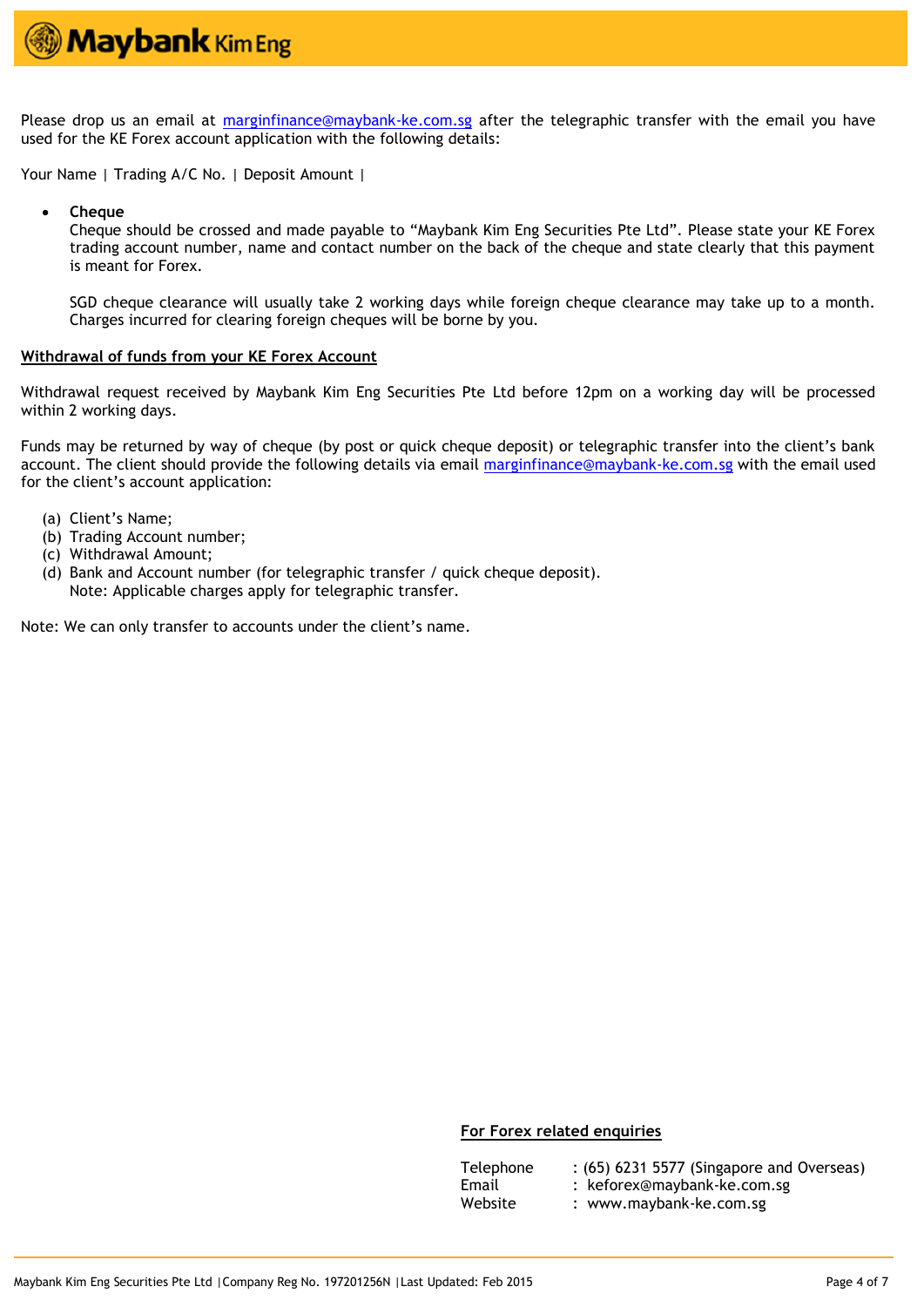Please drop us an email at marginfinance@maybank-ke.com.sg after the telegraphic transfer with the email you have used for the KE Forex account application with the following details:

Your Name | Trading A/C No. | Deposit Amount |

- **Cheque**
  Cheque should be crossed and made payable to "Maybank Kim Eng Securities Pte Ltd". Please state your KE Forex trading account number, name and contact number on the back of the cheque and state clearly that this payment is meant for Forex.

  SGD cheque clearance will usually take 2 working days while foreign cheque clearance may take up to a month. Charges incurred for clearing foreign cheques will be borne by you.

## Withdrawal of funds from your KE Forex Account

Withdrawal request received by Maybank Kim Eng Securities Pte Ltd before 12pm on a working day will be processed within 2 working days.

Funds may be returned by way of cheque (by post or quick cheque deposit) or telegraphic transfer into the client's bank account. The client should provide the following details via email marginfinance@maybank-ke.com.sg with the email used for the client's account application:

(a) Client's Name;
(b) Trading Account number;
(c) Withdrawal Amount;
(d) Bank and Account number (for telegraphic transfer / quick cheque deposit).
    Note: Applicable charges apply for telegraphic transfer.

Note: We can only transfer to accounts under the client's name.

**For Forex related enquiries**

Telephone : (65) 6231 5577 (Singapore and Overseas)
Email : keforex@maybank-ke.com.sg
Website : www.maybank-ke.com.sg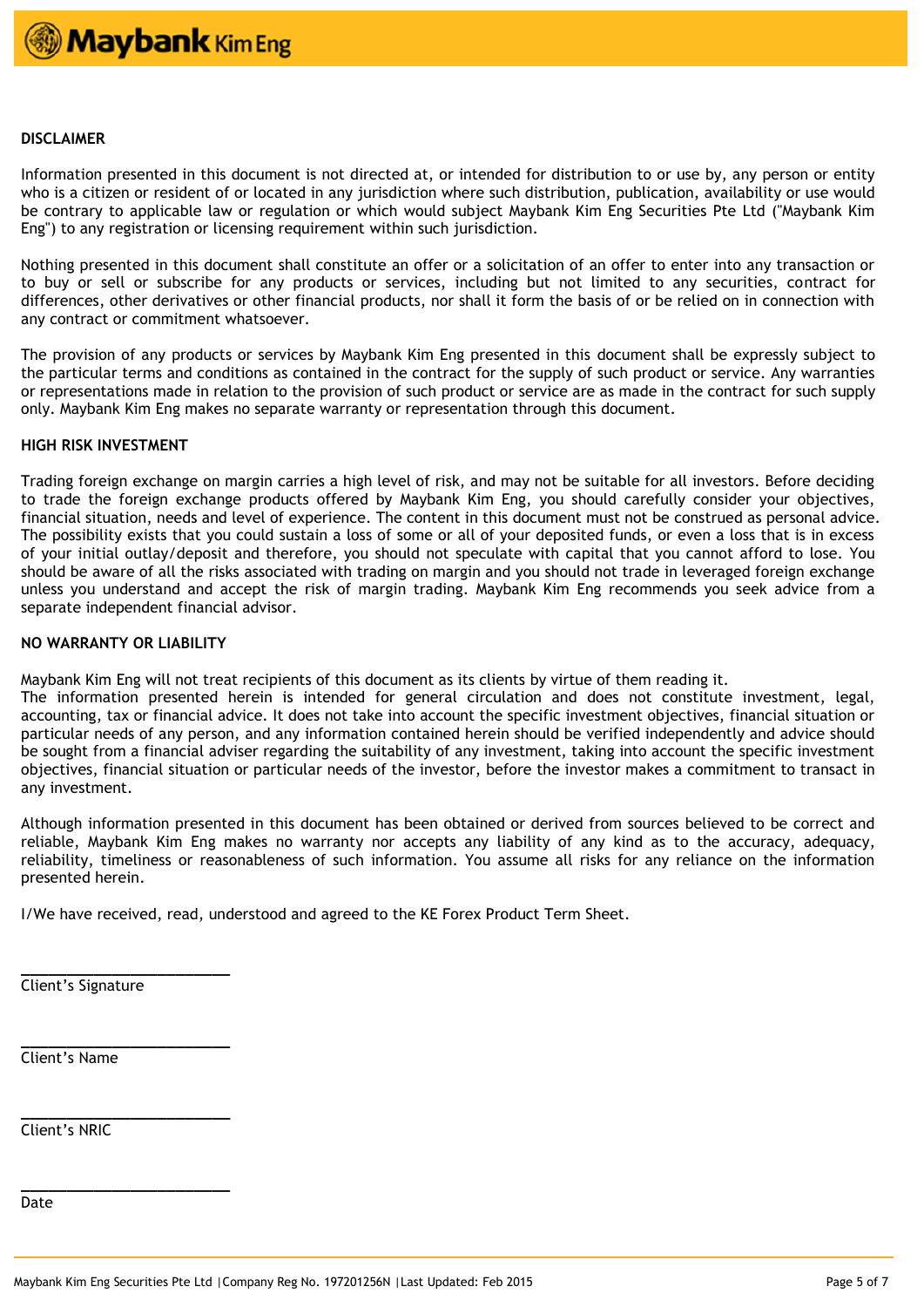## DISCLAIMER

Information presented in this document is not directed at, or intended for distribution to or use by, any person or entity who is a citizen or resident of or located in any jurisdiction where such distribution, publication, availability or use would be contrary to applicable law or regulation or which would subject Maybank Kim Eng Securities Pte Ltd ("Maybank Kim Eng") to any registration or licensing requirement within such jurisdiction.

Nothing presented in this document shall constitute an offer or a solicitation of an offer to enter into any transaction or to buy or sell or subscribe for any products or services, including but not limited to any securities, contract for differences, other derivatives or other financial products, nor shall it form the basis of or be relied on in connection with any contract or commitment whatsoever.

The provision of any products or services by Maybank Kim Eng presented in this document shall be expressly subject to the particular terms and conditions as contained in the contract for the supply of such product or service. Any warranties or representations made in relation to the provision of such product or service are as made in the contract for such supply only. Maybank Kim Eng makes no separate warranty or representation through this document.

## HIGH RISK INVESTMENT

Trading foreign exchange on margin carries a high level of risk, and may not be suitable for all investors. Before deciding to trade the foreign exchange products offered by Maybank Kim Eng, you should carefully consider your objectives, financial situation, needs and level of experience. The content in this document must not be construed as personal advice. The possibility exists that you could sustain a loss of some or all of your deposited funds, or even a loss that is in excess of your initial outlay/deposit and therefore, you should not speculate with capital that you cannot afford to lose. You should be aware of all the risks associated with trading on margin and you should not trade in leveraged foreign exchange unless you understand and accept the risk of margin trading. Maybank Kim Eng recommends you seek advice from a separate independent financial advisor.

## NO WARRANTY OR LIABILITY

Maybank Kim Eng will not treat recipients of this document as its clients by virtue of them reading it.
The information presented herein is intended for general circulation and does not constitute investment, legal, accounting, tax or financial advice. It does not take into account the specific investment objectives, financial situation or particular needs of any person, and any information contained herein should be verified independently and advice should be sought from a financial adviser regarding the suitability of any investment, taking into account the specific investment objectives, financial situation or particular needs of the investor, before the investor makes a commitment to transact in any investment.

Although information presented in this document has been obtained or derived from sources believed to be correct and reliable, Maybank Kim Eng makes no warranty nor accepts any liability of any kind as to the accuracy, adequacy, reliability, timeliness or reasonableness of such information. You assume all risks for any reliance on the information presented herein.

I/We have received, read, understood and agreed to the KE Forex Product Term Sheet.

\_\_\_\_\_\_\_\_\_\_\_\_\_\_\_\_\_\_\_\_\_\_\_\_
Client's Signature

\_\_\_\_\_\_\_\_\_\_\_\_\_\_\_\_\_\_\_\_\_\_\_\_
Client's Name

\_\_\_\_\_\_\_\_\_\_\_\_\_\_\_\_\_\_\_\_\_\_\_\_
Client's NRIC

\_\_\_\_\_\_\_\_\_\_\_\_\_\_\_\_\_\_\_\_\_\_\_\_
Date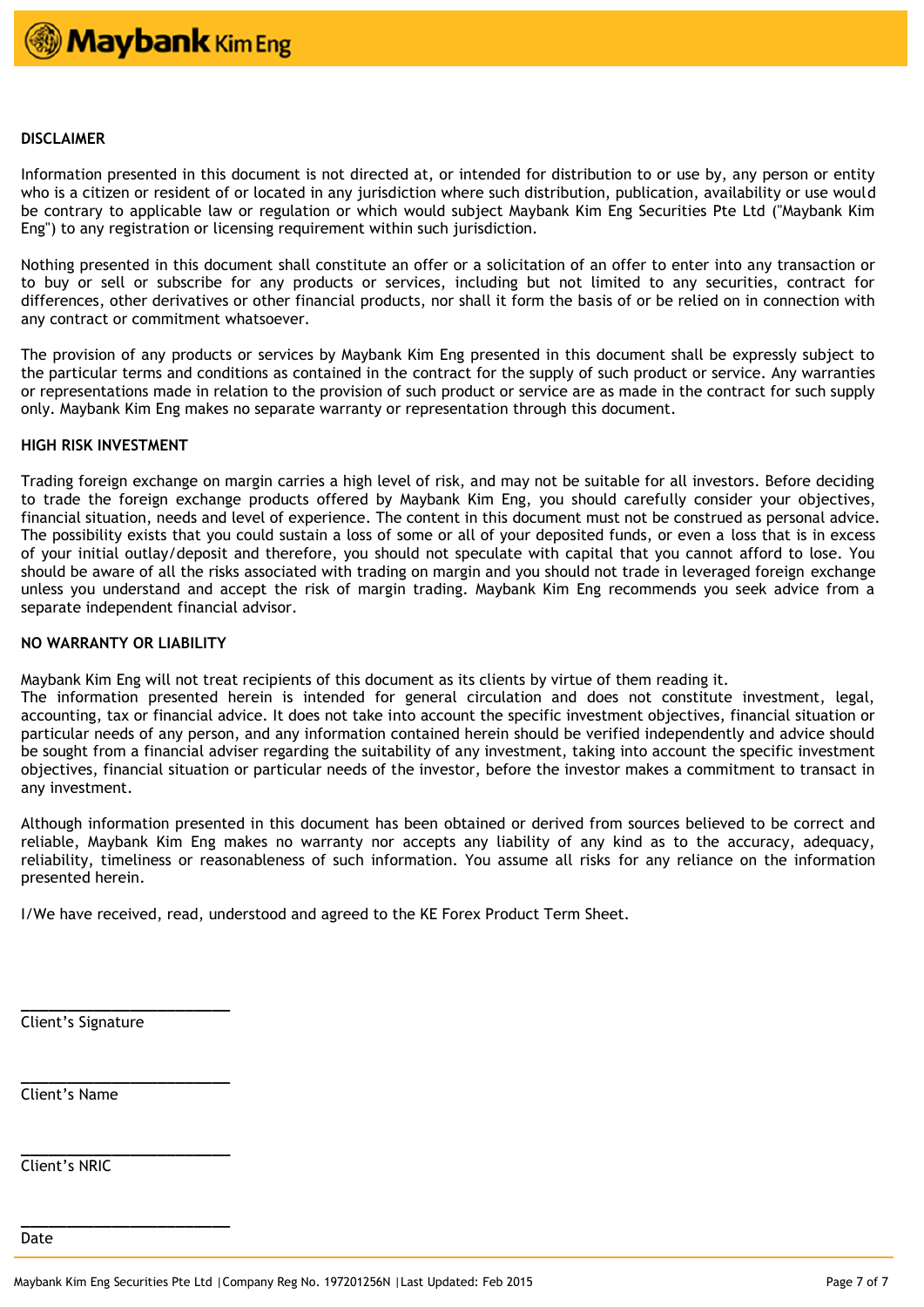## DISCLAIMER

Information presented in this document is not directed at, or intended for distribution to or use by, any person or entity who is a citizen or resident of or located in any jurisdiction where such distribution, publication, availability or use would be contrary to applicable law or regulation or which would subject Maybank Kim Eng Securities Pte Ltd ("Maybank Kim Eng") to any registration or licensing requirement within such jurisdiction.

Nothing presented in this document shall constitute an offer or a solicitation of an offer to enter into any transaction or to buy or sell or subscribe for any products or services, including but not limited to any securities, contract for differences, other derivatives or other financial products, nor shall it form the basis of or be relied on in connection with any contract or commitment whatsoever.

The provision of any products or services by Maybank Kim Eng presented in this document shall be expressly subject to the particular terms and conditions as contained in the contract for the supply of such product or service. Any warranties or representations made in relation to the provision of such product or service are as made in the contract for such supply only. Maybank Kim Eng makes no separate warranty or representation through this document.

## HIGH RISK INVESTMENT

Trading foreign exchange on margin carries a high level of risk, and may not be suitable for all investors. Before deciding to trade the foreign exchange products offered by Maybank Kim Eng, you should carefully consider your objectives, financial situation, needs and level of experience. The content in this document must not be construed as personal advice. The possibility exists that you could sustain a loss of some or all of your deposited funds, or even a loss that is in excess of your initial outlay/deposit and therefore, you should not speculate with capital that you cannot afford to lose. You should be aware of all the risks associated with trading on margin and you should not trade in leveraged foreign exchange unless you understand and accept the risk of margin trading. Maybank Kim Eng recommends you seek advice from a separate independent financial advisor.

## NO WARRANTY OR LIABILITY

Maybank Kim Eng will not treat recipients of this document as its clients by virtue of them reading it.
The information presented herein is intended for general circulation and does not constitute investment, legal, accounting, tax or financial advice. It does not take into account the specific investment objectives, financial situation or particular needs of any person, and any information contained herein should be verified independently and advice should be sought from a financial adviser regarding the suitability of any investment, taking into account the specific investment objectives, financial situation or particular needs of the investor, before the investor makes a commitment to transact in any investment.

Although information presented in this document has been obtained or derived from sources believed to be correct and reliable, Maybank Kim Eng makes no warranty nor accepts any liability of any kind as to the accuracy, adequacy, reliability, timeliness or reasonableness of such information. You assume all risks for any reliance on the information presented herein.

I/We have received, read, understood and agreed to the KE Forex Product Term Sheet.

\_\_\_\_\_\_\_\_\_\_\_\_\_\_\_\_\_\_\_\_\_\_\_\_\_
Client's Signature

\_\_\_\_\_\_\_\_\_\_\_\_\_\_\_\_\_\_\_\_\_\_\_\_\_
Client's Name

\_\_\_\_\_\_\_\_\_\_\_\_\_\_\_\_\_\_\_\_\_\_\_\_\_
Client's NRIC

\_\_\_\_\_\_\_\_\_\_\_\_\_\_\_\_\_\_\_\_\_\_\_\_\_
Date